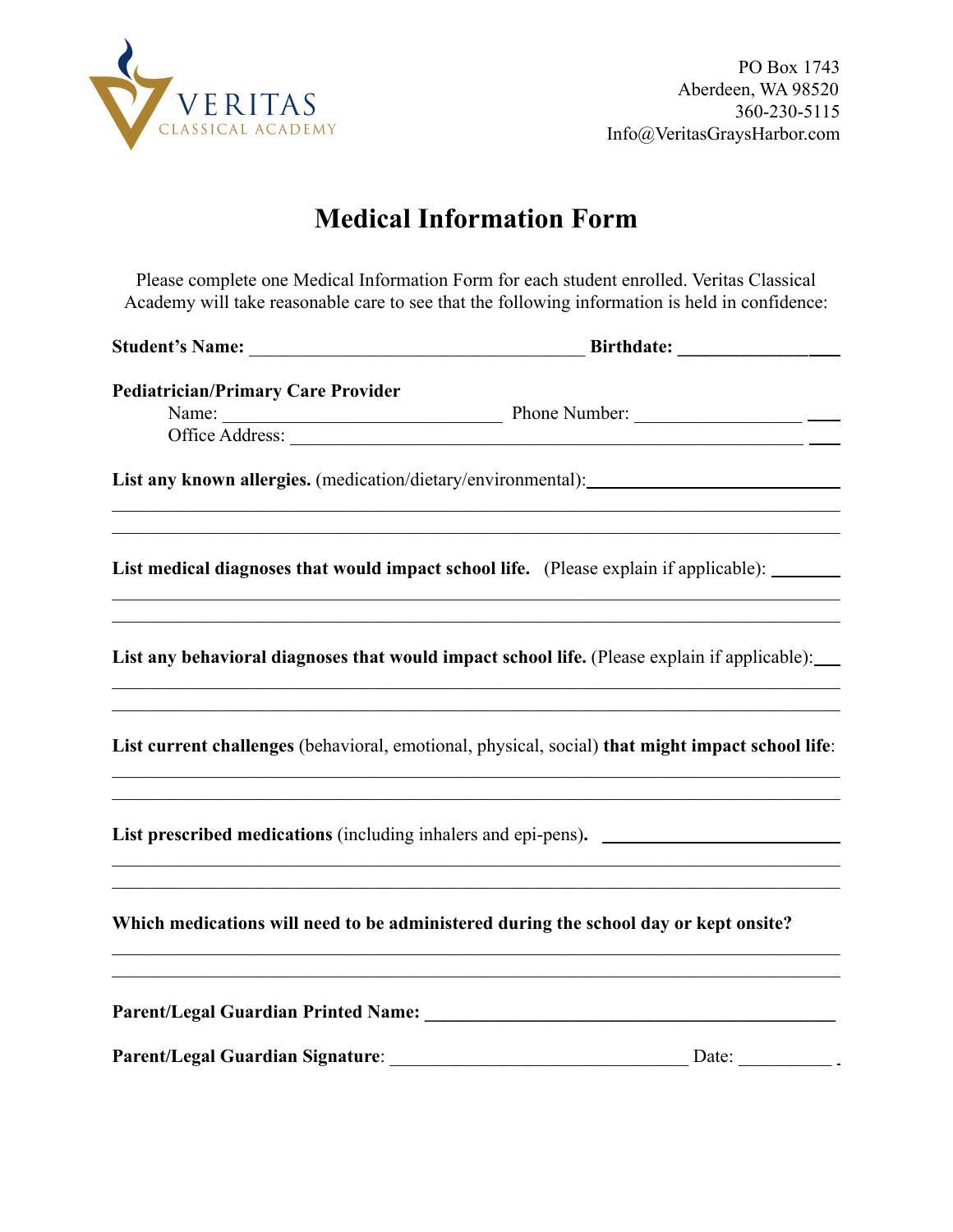VERITAS
CLASSICAL ACADEMY

PO Box 1743
Aberdeen, WA 98520
360-230-5115
Info@VeritasGraysHarbor.com

# Medical Information Form

Please complete one Medical Information Form for each student enrolled. Veritas Classical Academy will take reasonable care to see that the following information is held in confidence:

**Student's Name:** ____________________________________ **Birthdate:** _________________

**Pediatrician/Primary Care Provider**
Name: ______________________________ Phone Number: _____________________
Office Address: ____________________________________________________________

**List any known allergies.** (medication/dietary/environmental):____________________________
____________________________________________________________________________
____________________________________________________________________________

**List medical diagnoses that would impact school life.** (Please explain if applicable): ________
____________________________________________________________________________
____________________________________________________________________________

**List any behavioral diagnoses that would impact school life.** (Please explain if applicable):___
____________________________________________________________________________
____________________________________________________________________________

**List current challenges** (behavioral, emotional, physical, social) **that might impact school life**:
____________________________________________________________________________
____________________________________________________________________________

**List prescribed medications** (including inhalers and epi-pens)**.** ___________________________
____________________________________________________________________________
____________________________________________________________________________

**Which medications will need to be administered during the school day or kept onsite?**
____________________________________________________________________________
____________________________________________________________________________

**Parent/Legal Guardian Printed Name:** ____________________________________________

**Parent/Legal Guardian Signature**: _________________________________ Date: __________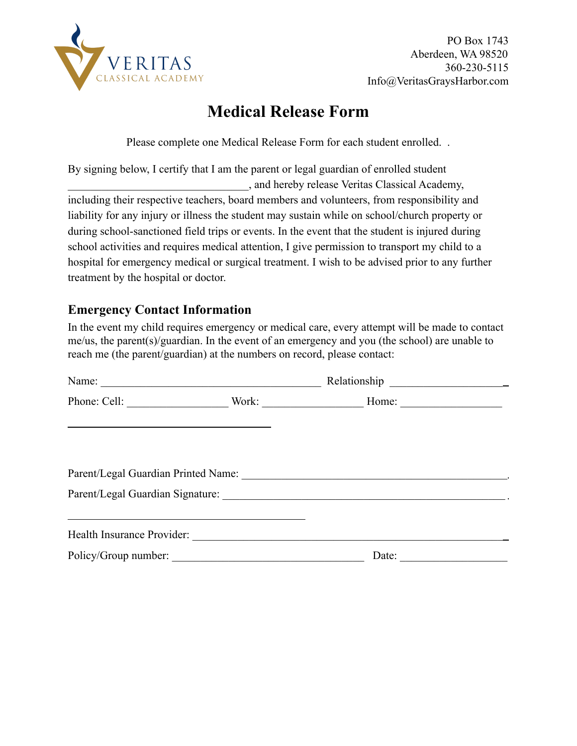VERITAS
CLASSICAL ACADEMY

PO Box 1743
Aberdeen, WA 98520
360-230-5115
Info@VeritasGraysHarbor.com

# Medical Release Form

Please complete one Medical Release Form for each student enrolled. .

By signing below, I certify that I am the parent or legal guardian of enrolled student _______________________________, and hereby release Veritas Classical Academy, including their respective teachers, board members and volunteers, from responsibility and liability for any injury or illness the student may sustain while on school/church property or during school-sanctioned field trips or events. In the event that the student is injured during school activities and requires medical attention, I give permission to transport my child to a hospital for emergency medical or surgical treatment. I wish to be advised prior to any further treatment by the hospital or doctor.

## Emergency Contact Information

In the event my child requires emergency or medical care, every attempt will be made to contact me/us, the parent(s)/guardian. In the event of an emergency and you (the school) are unable to reach me (the parent/guardian) at the numbers on record, please contact:

Name: _______________________________________ Relationship ____________________

Phone: Cell: _________________ Work: _________________ Home: _________________

___________________________________

Parent/Legal Guardian Printed Name: _______________________________________________.

Parent/Legal Guardian Signature: ___________________________________________________.

_________________________________________

Health Insurance Provider: ________________________________________________________

Policy/Group number: __________________________________ Date: __________________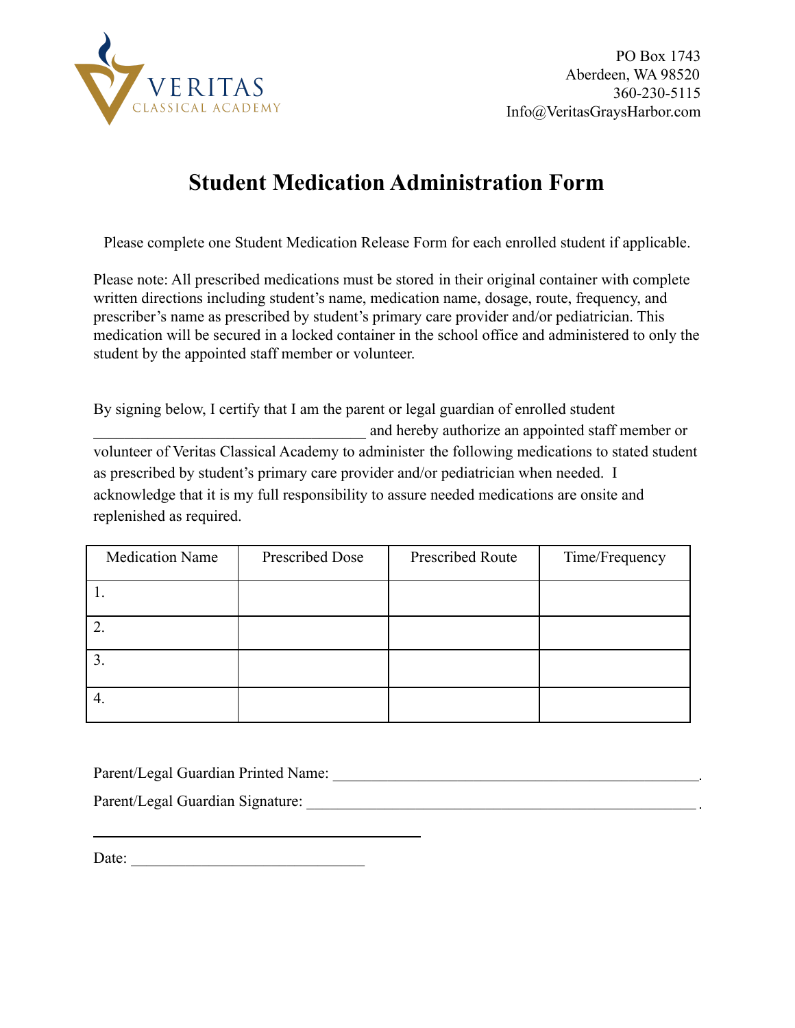VERITAS
CLASSICAL ACADEMY

PO Box 1743
Aberdeen, WA 98520
360-230-5115
Info@VeritasGraysHarbor.com

# Student Medication Administration Form

Please complete one Student Medication Release Form for each enrolled student if applicable.

Please note: All prescribed medications must be stored in their original container with complete written directions including student's name, medication name, dosage, route, frequency, and prescriber's name as prescribed by student's primary care provider and/or pediatrician. This medication will be secured in a locked container in the school office and administered to only the student by the appointed staff member or volunteer.

By signing below, I certify that I am the parent or legal guardian of enrolled student ___________________________________ and hereby authorize an appointed staff member or volunteer of Veritas Classical Academy to administer the following medications to stated student as prescribed by student's primary care provider and/or pediatrician when needed. I acknowledge that it is my full responsibility to assure needed medications are onsite and replenished as required.

| Medication Name | Prescribed Dose | Prescribed Route | Time/Frequency |
|---|---|---|---|
| 1. | | | |
| 2. | | | |
| 3. | | | |
| 4. | | | |

Parent/Legal Guardian Printed Name: ________________________________________________.

Parent/Legal Guardian Signature: __________________________________________________ .

___________________________________________

Date: ______________________________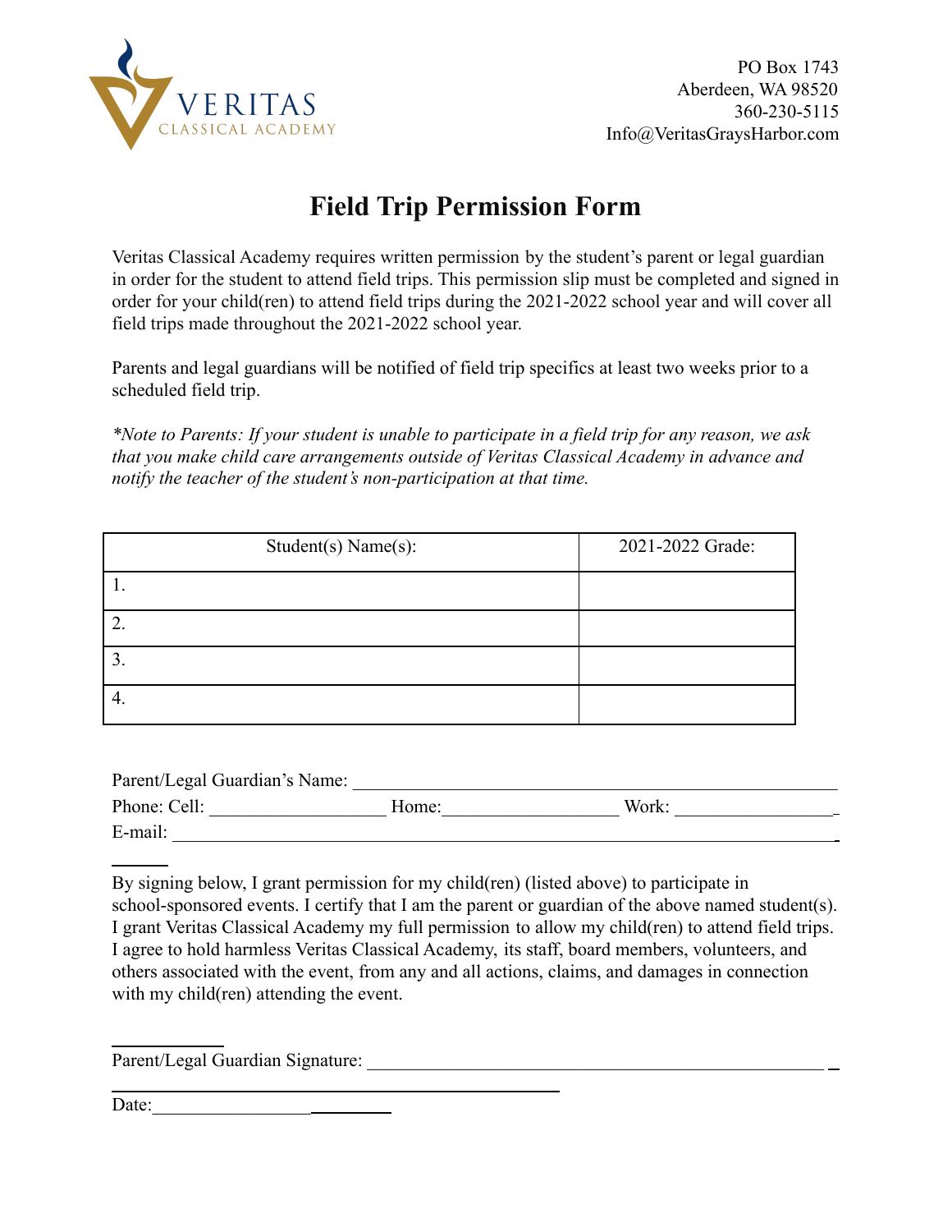VERITAS
CLASSICAL ACADEMY

PO Box 1743
Aberdeen, WA 98520
360-230-5115
Info@VeritasGraysHarbor.com

# Field Trip Permission Form

Veritas Classical Academy requires written permission by the student's parent or legal guardian in order for the student to attend field trips. This permission slip must be completed and signed in order for your child(ren) to attend field trips during the 2021-2022 school year and will cover all field trips made throughout the 2021-2022 school year.

Parents and legal guardians will be notified of field trip specifics at least two weeks prior to a scheduled field trip.

*\*Note to Parents: If your student is unable to participate in a field trip for any reason, we ask that you make child care arrangements outside of Veritas Classical Academy in advance and notify the teacher of the student's non-participation at that time.*

| Student(s) Name(s): | 2021-2022 Grade: |
|---|---|
| 1. | |
| 2. | |
| 3. | |
| 4. | |

Parent/Legal Guardian's Name: ______________________________________________

Phone: Cell: __________________ Home:__________________ Work: ________________

E-mail: ______________________________________________________________

By signing below, I grant permission for my child(ren) (listed above) to participate in school-sponsored events. I certify that I am the parent or guardian of the above named student(s). I grant Veritas Classical Academy my full permission to allow my child(ren) to attend field trips. I agree to hold harmless Veritas Classical Academy, its staff, board members, volunteers, and others associated with the event, from any and all actions, claims, and damages in connection with my child(ren) attending the event.

Parent/Legal Guardian Signature: ______________________________________________

Date:_________________________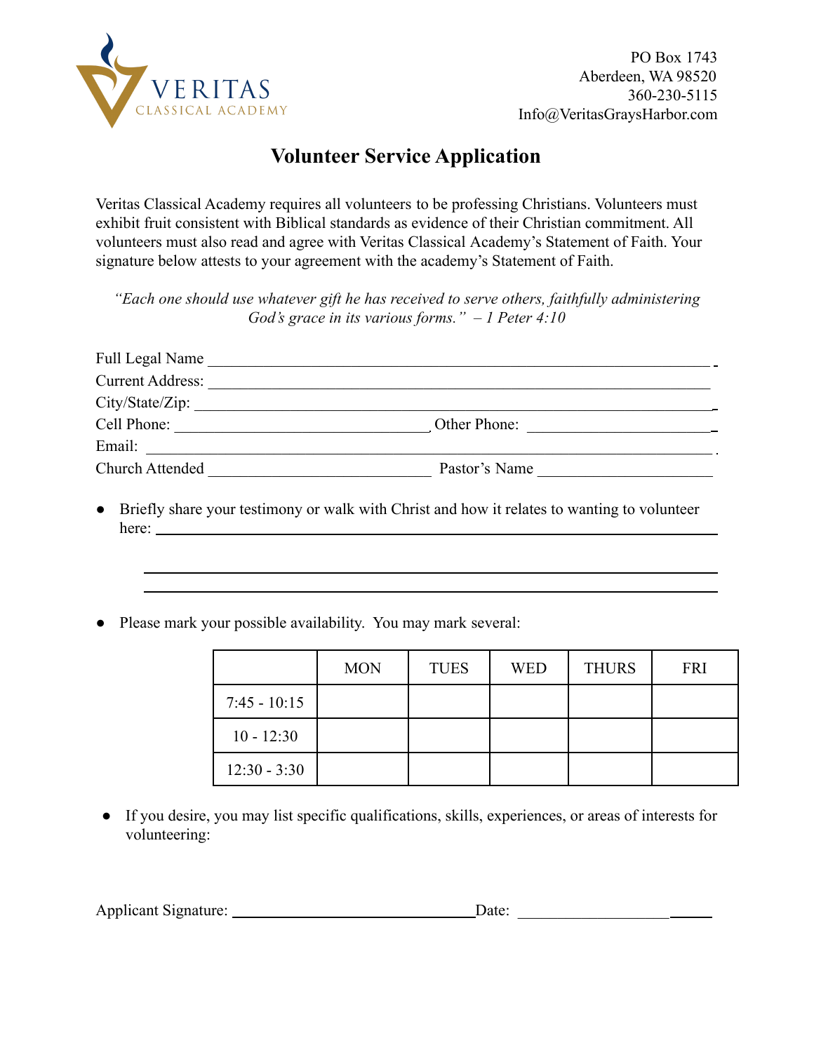VERITAS
CLASSICAL ACADEMY

PO Box 1743
Aberdeen, WA 98520
360-230-5115
Info@VeritasGraysHarbor.com

# Volunteer Service Application

Veritas Classical Academy requires all volunteers to be professing Christians. Volunteers must exhibit fruit consistent with Biblical standards as evidence of their Christian commitment. All volunteers must also read and agree with Veritas Classical Academy's Statement of Faith. Your signature below attests to your agreement with the academy's Statement of Faith.

*"Each one should use whatever gift he has received to serve others, faithfully administering God's grace in its various forms." – 1 Peter 4:10*

Full Legal Name ______________________________________________

Current Address: ______________________________________________

City/State/Zip: ______________________________________________

Cell Phone: ________________________ Other Phone: ________________________

Email: ______________________________________________

Church Attended ________________________ Pastor's Name ________________________

- Briefly share your testimony or walk with Christ and how it relates to wanting to volunteer here: ______________________________________________

  ______________________________________________

  ______________________________________________

- Please mark your possible availability. You may mark several:

| | MON | TUES | WED | THURS | FRI |
|---|---|---|---|---|---|
| 7:45 - 10:15 | | | | | |
| 10 - 12:30 | | | | | |
| 12:30 - 3:30 | | | | | |

- If you desire, you may list specific qualifications, skills, experiences, or areas of interests for volunteering:

Applicant Signature: ________________________ Date: ________________________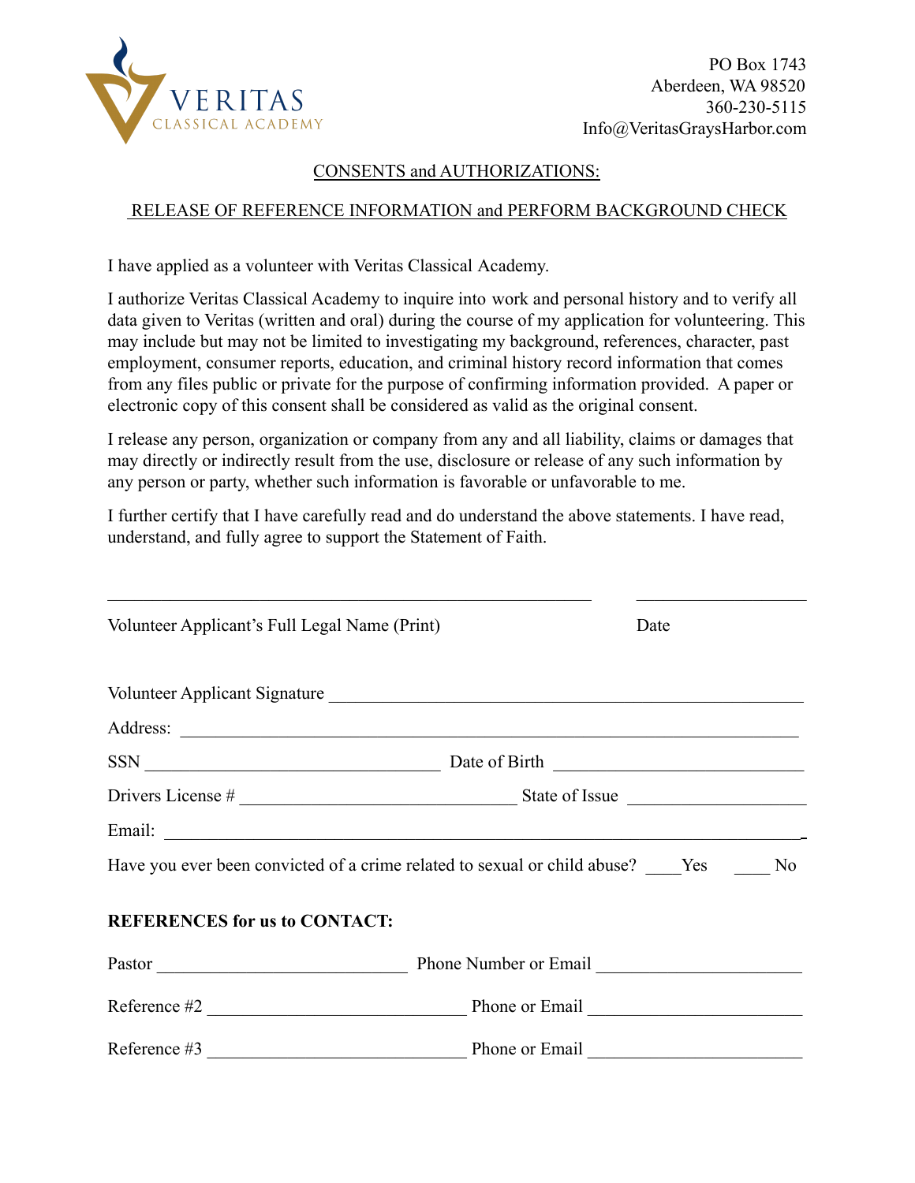VERITAS
CLASSICAL ACADEMY

PO Box 1743
Aberdeen, WA 98520
360-230-5115
Info@VeritasGraysHarbor.com

## CONSENTS and AUTHORIZATIONS:

## RELEASE OF REFERENCE INFORMATION and PERFORM BACKGROUND CHECK

I have applied as a volunteer with Veritas Classical Academy.

I authorize Veritas Classical Academy to inquire into work and personal history and to verify all data given to Veritas (written and oral) during the course of my application for volunteering. This may include but may not be limited to investigating my background, references, character, past employment, consumer reports, education, and criminal history record information that comes from any files public or private for the purpose of confirming information provided. A paper or electronic copy of this consent shall be considered as valid as the original consent.

I release any person, organization or company from any and all liability, claims or damages that may directly or indirectly result from the use, disclosure or release of any such information by any person or party, whether such information is favorable or unfavorable to me.

I further certify that I have carefully read and do understand the above statements. I have read, understand, and fully agree to support the Statement of Faith.

_______________________________________________________ ___________________

Volunteer Applicant's Full Legal Name (Print) Date

Volunteer Applicant Signature ______________________________________________________

Address: ______________________________________________________________________

SSN ________________________________ Date of Birth ___________________________

Drivers License # _______________________________ State of Issue ___________________

Email: _________________________________________________________________________

Have you ever been convicted of a crime related to sexual or child abuse? ____Yes ____ No

**REFERENCES for us to CONTACT:**

Pastor ____________________________ Phone Number or Email ______________________

Reference #2 _____________________________ Phone or Email ______________________

Reference #3 _____________________________ Phone or Email ______________________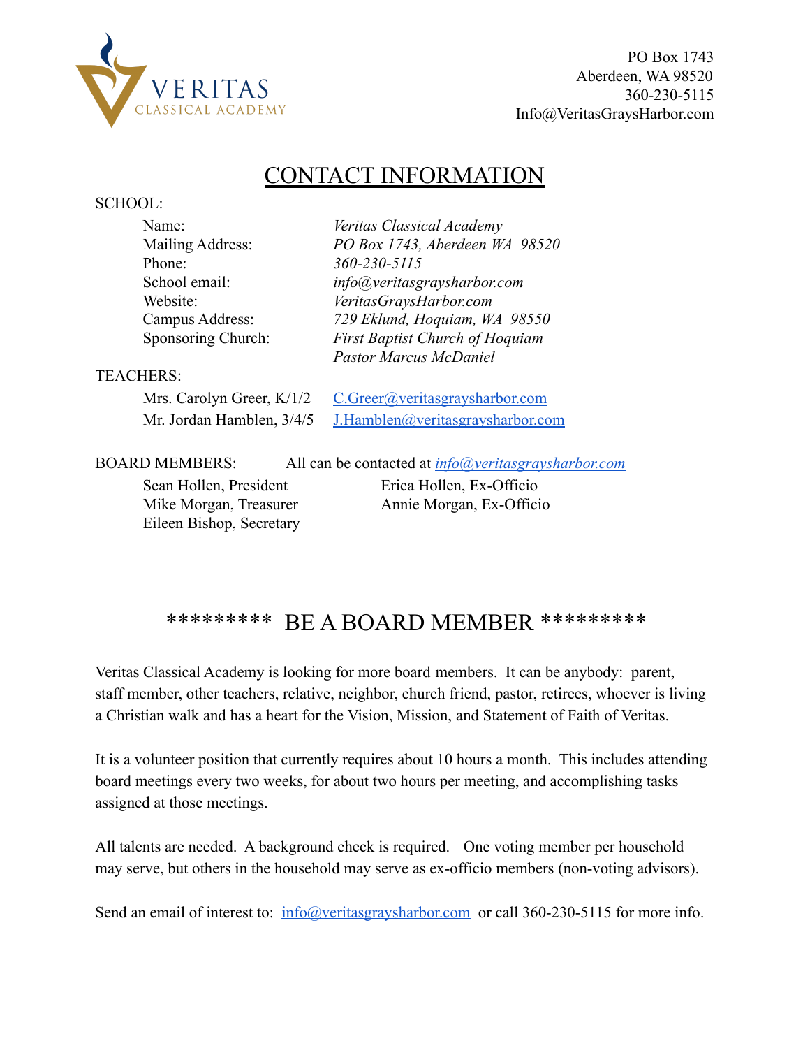PO Box 1743
Aberdeen, WA 98520
360-230-5115
Info@VeritasGraysHarbor.com

# CONTACT INFORMATION

SCHOOL:

| | |
|---|---|
| Name: | *Veritas Classical Academy* |
| Mailing Address: | *PO Box 1743, Aberdeen WA 98520* |
| Phone: | *360-230-5115* |
| School email: | *info@veritasgraysharbor.com* |
| Website: | *VeritasGraysHarbor.com* |
| Campus Address: | *729 Eklund, Hoquiam, WA 98550* |
| Sponsoring Church: | *First Baptist Church of Hoquiam*<br>*Pastor Marcus McDaniel* |

TEACHERS:

| | |
|---|---|
| Mrs. Carolyn Greer, K/1/2 | C.Greer@veritasgraysharbor.com |
| Mr. Jordan Hamblen, 3/4/5 | J.Hamblen@veritasgraysharbor.com |

BOARD MEMBERS: All can be contacted at *info@veritasgraysharbor.com*

| | |
|---|---|
| Sean Hollen, President | Erica Hollen, Ex-Officio |
| Mike Morgan, Treasurer | Annie Morgan, Ex-Officio |
| Eileen Bishop, Secretary | |

## ********* BE A BOARD MEMBER *********

Veritas Classical Academy is looking for more board members. It can be anybody: parent, staff member, other teachers, relative, neighbor, church friend, pastor, retirees, whoever is living a Christian walk and has a heart for the Vision, Mission, and Statement of Faith of Veritas.

It is a volunteer position that currently requires about 10 hours a month. This includes attending board meetings every two weeks, for about two hours per meeting, and accomplishing tasks assigned at those meetings.

All talents are needed. A background check is required. One voting member per household may serve, but others in the household may serve as ex-officio members (non-voting advisors).

Send an email of interest to: info@veritasgraysharbor.com or call 360-230-5115 for more info.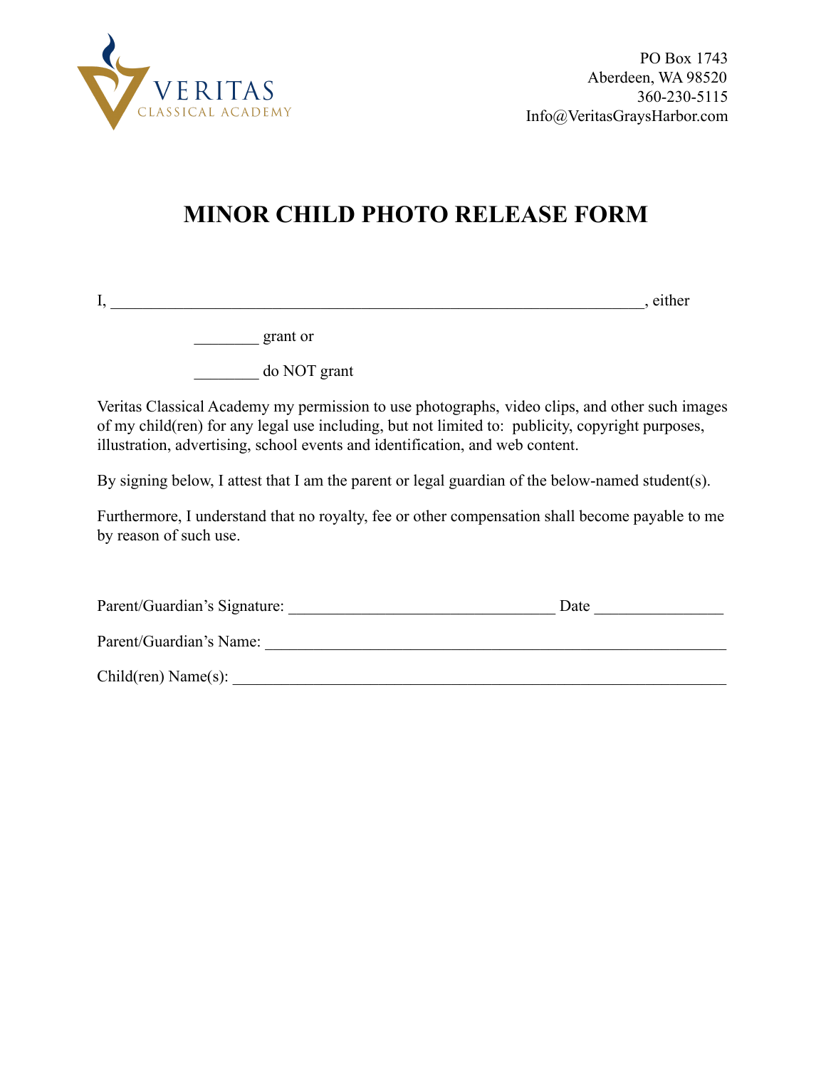VERITAS
CLASSICAL ACADEMY

PO Box 1743
Aberdeen, WA 98520
360-230-5115
Info@VeritasGraysHarbor.com

# MINOR CHILD PHOTO RELEASE FORM

I, ___________________________________________________________________, either

________ grant or

________ do NOT grant

Veritas Classical Academy my permission to use photographs, video clips, and other such images of my child(ren) for any legal use including, but not limited to: publicity, copyright purposes, illustration, advertising, school events and identification, and web content.

By signing below, I attest that I am the parent or legal guardian of the below-named student(s).

Furthermore, I understand that no royalty, fee or other compensation shall become payable to me by reason of such use.

Parent/Guardian's Signature: _________________________________ Date ________________

Parent/Guardian's Name: __________________________________________________________

Child(ren) Name(s): ______________________________________________________________